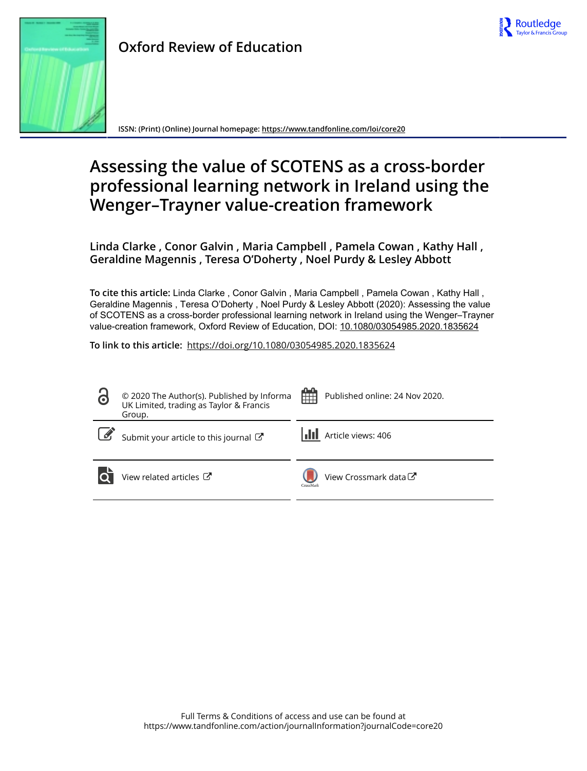Oxford Review of Education

ISSN: (Print) (Online) Journal homepage: https://www.tandfonline.com/loi/core20

# Assessing the value of SCOTENS as a cross-border professional learning network in Ireland using the Wenger–Trayner value-creation framework

**Linda Clarke , Conor Galvin , Maria Campbell , Pamela Cowan , Kathy Hall , Geraldine Magennis , Teresa O'Doherty , Noel Purdy & Lesley Abbott**

**To cite this article:** Linda Clarke , Conor Galvin , Maria Campbell , Pamela Cowan , Kathy Hall , Geraldine Magennis , Teresa O'Doherty , Noel Purdy & Lesley Abbott (2020): Assessing the value of SCOTENS as a cross-border professional learning network in Ireland using the Wenger–Trayner value-creation framework, Oxford Review of Education, DOI: 10.1080/03054985.2020.1835624

**To link to this article:** https://doi.org/10.1080/03054985.2020.1835624

© 2020 The Author(s). Published by Informa UK Limited, trading as Taylor & Francis Group.

Published online: 24 Nov 2020.

Submit your article to this journal

Article views: 406

View related articles

View Crossmark data

Full Terms & Conditions of access and use can be found at
https://www.tandfonline.com/action/journalInformation?journalCode=core20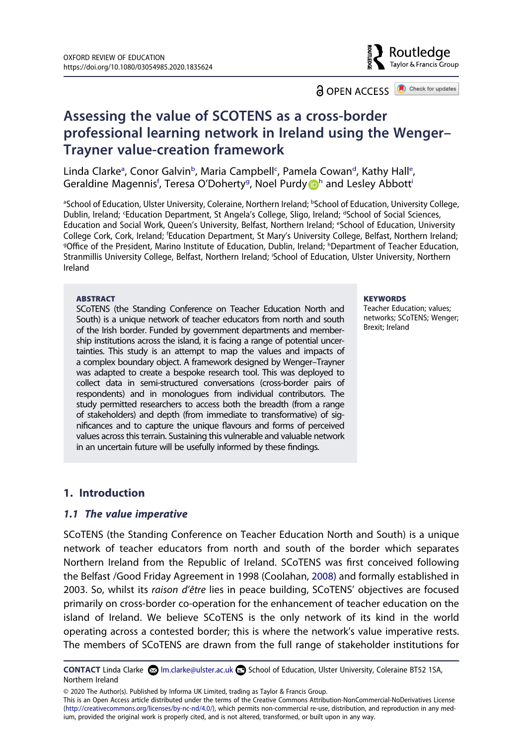# Assessing the value of SCOTENS as a cross-border professional learning network in Ireland using the Wenger–Trayner value-creation framework

Linda Clarke[a], Conor Galvin[b], Maria Campbell[c], Pamela Cowan[d], Kathy Hall[e], Geraldine Magennis[f], Teresa O'Doherty[g], Noel Purdy[h] and Lesley Abbott[i]

[a]School of Education, Ulster University, Coleraine, Northern Ireland; [b]School of Education, University College, Dublin, Ireland; [c]Education Department, St Angela's College, Sligo, Ireland; [d]School of Social Sciences, Education and Social Work, Queen's University, Belfast, Northern Ireland; [e]School of Education, University College Cork, Cork, Ireland; [f]Education Department, St Mary's University College, Belfast, Northern Ireland; [g]Office of the President, Marino Institute of Education, Dublin, Ireland; [h]Department of Teacher Education, Stranmillis University College, Belfast, Northern Ireland; [i]School of Education, Ulster University, Northern Ireland

**ABSTRACT**

SCoTENS (the Standing Conference on Teacher Education North and South) is a unique network of teacher educators from north and south of the Irish border. Funded by government departments and membership institutions across the island, it is facing a range of potential uncertainties. This study is an attempt to map the values and impacts of a complex boundary object. A framework designed by Wenger–Trayner was adapted to create a bespoke research tool. This was deployed to collect data in semi-structured conversations (cross-border pairs of respondents) and in monologues from individual contributors. The study permitted researchers to access both the breadth (from a range of stakeholders) and depth (from immediate to transformative) of significances and to capture the unique flavours and forms of perceived values across this terrain. Sustaining this vulnerable and valuable network in an uncertain future will be usefully informed by these findings.

**KEYWORDS**

Teacher Education; values; networks; SCoTENS; Wenger; Brexit; Ireland

## 1. Introduction

### 1.1 The value imperative

SCoTENS (the Standing Conference on Teacher Education North and South) is a unique network of teacher educators from north and south of the border which separates Northern Ireland from the Republic of Ireland. SCoTENS was first conceived following the Belfast /Good Friday Agreement in 1998 (Coolahan, 2008) and formally established in 2003. So, whilst its *raison d'être* lies in peace building, SCoTENS' objectives are focused primarily on cross-border co-operation for the enhancement of teacher education on the island of Ireland. We believe SCoTENS is the only network of its kind in the world operating across a contested border; this is where the network's value imperative rests. The members of SCoTENS are drawn from the full range of stakeholder institutions for

**CONTACT** Linda Clarke lm.clarke@ulster.ac.uk School of Education, Ulster University, Coleraine BT52 1SA, Northern Ireland

© 2020 The Author(s). Published by Informa UK Limited, trading as Taylor & Francis Group.
This is an Open Access article distributed under the terms of the Creative Commons Attribution-NonCommercial-NoDerivatives License (http://creativecommons.org/licenses/by-nc-nd/4.0/), which permits non-commercial re-use, distribution, and reproduction in any medium, provided the original work is properly cited, and is not altered, transformed, or built upon in any way.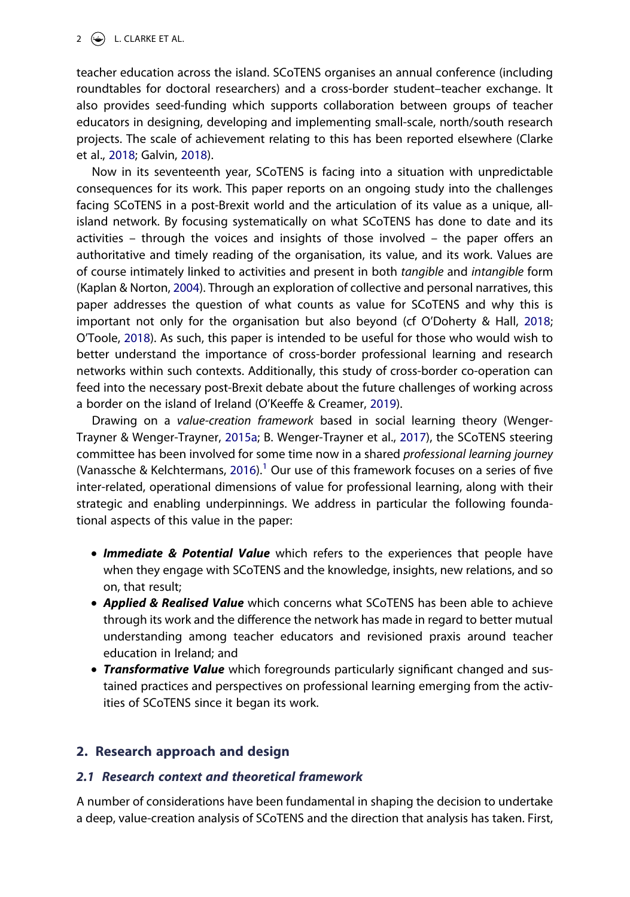teacher education across the island. SCoTENS organises an annual conference (including roundtables for doctoral researchers) and a cross-border student–teacher exchange. It also provides seed-funding which supports collaboration between groups of teacher educators in designing, developing and implementing small-scale, north/south research projects. The scale of achievement relating to this has been reported elsewhere (Clarke et al., 2018; Galvin, 2018).

Now in its seventeenth year, SCoTENS is facing into a situation with unpredictable consequences for its work. This paper reports on an ongoing study into the challenges facing SCoTENS in a post-Brexit world and the articulation of its value as a unique, all-island network. By focusing systematically on what SCoTENS has done to date and its activities – through the voices and insights of those involved – the paper offers an authoritative and timely reading of the organisation, its value, and its work. Values are of course intimately linked to activities and present in both *tangible* and *intangible* form (Kaplan & Norton, 2004). Through an exploration of collective and personal narratives, this paper addresses the question of what counts as value for SCoTENS and why this is important not only for the organisation but also beyond (cf O'Doherty & Hall, 2018; O'Toole, 2018). As such, this paper is intended to be useful for those who would wish to better understand the importance of cross-border professional learning and research networks within such contexts. Additionally, this study of cross-border co-operation can feed into the necessary post-Brexit debate about the future challenges of working across a border on the island of Ireland (O'Keeffe & Creamer, 2019).

Drawing on a *value-creation framework* based in social learning theory (Wenger-Trayner & Wenger-Trayner, 2015a; B. Wenger-Trayner et al., 2017), the SCoTENS steering committee has been involved for some time now in a shared *professional learning journey* (Vanassche & Kelchtermans, 2016).[1] Our use of this framework focuses on a series of five inter-related, operational dimensions of value for professional learning, along with their strategic and enabling underpinnings. We address in particular the following foundational aspects of this value in the paper:

- ***Immediate & Potential Value*** which refers to the experiences that people have when they engage with SCoTENS and the knowledge, insights, new relations, and so on, that result;
- ***Applied & Realised Value*** which concerns what SCoTENS has been able to achieve through its work and the difference the network has made in regard to better mutual understanding among teacher educators and revisioned praxis around teacher education in Ireland; and
- ***Transformative Value*** which foregrounds particularly significant changed and sustained practices and perspectives on professional learning emerging from the activities of SCoTENS since it began its work.

## 2. Research approach and design

### 2.1 Research context and theoretical framework

A number of considerations have been fundamental in shaping the decision to undertake a deep, value-creation analysis of SCoTENS and the direction that analysis has taken. First,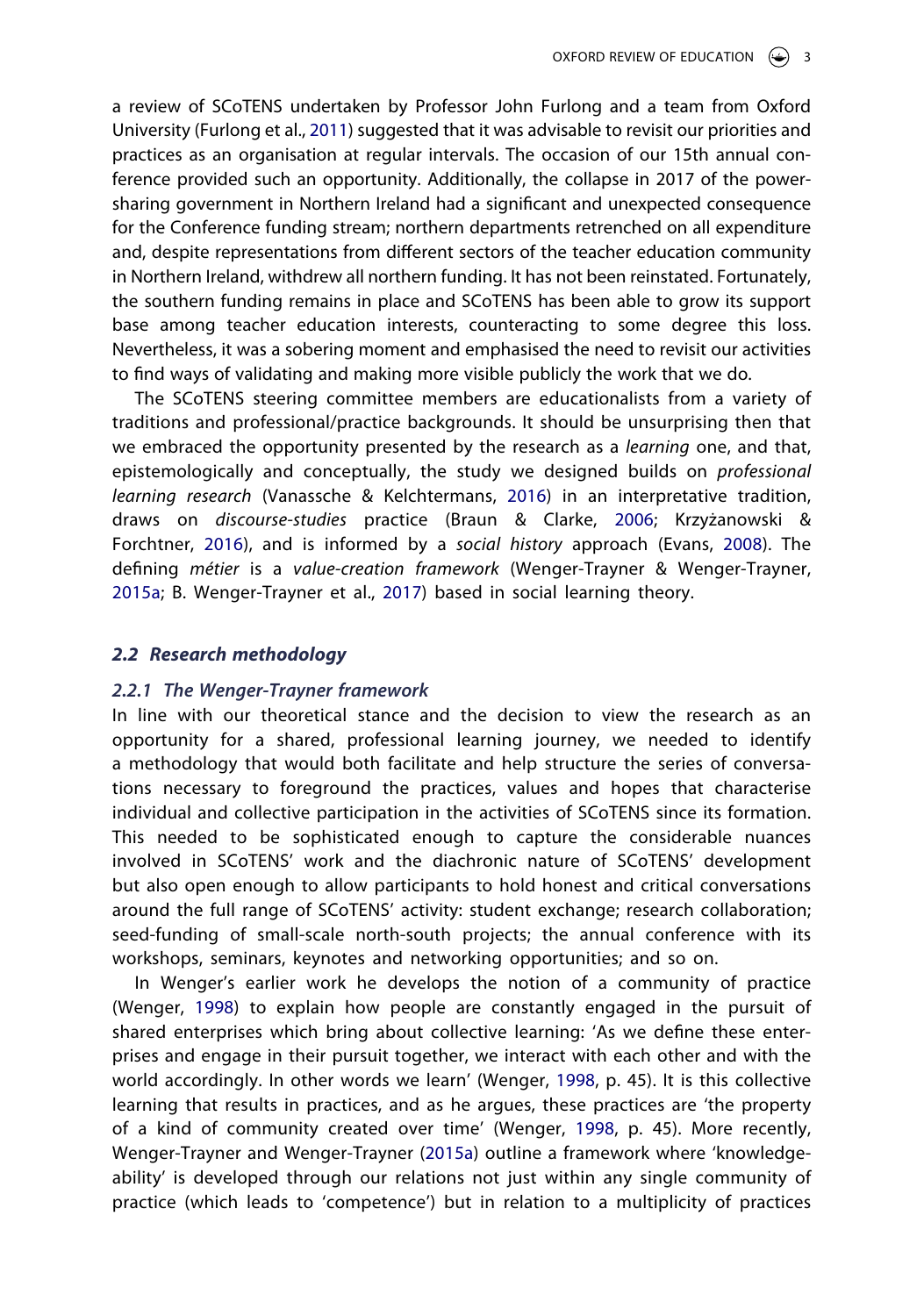a review of SCoTENS undertaken by Professor John Furlong and a team from Oxford University (Furlong et al., 2011) suggested that it was advisable to revisit our priorities and practices as an organisation at regular intervals. The occasion of our 15th annual conference provided such an opportunity. Additionally, the collapse in 2017 of the power-sharing government in Northern Ireland had a significant and unexpected consequence for the Conference funding stream; northern departments retrenched on all expenditure and, despite representations from different sectors of the teacher education community in Northern Ireland, withdrew all northern funding. It has not been reinstated. Fortunately, the southern funding remains in place and SCoTENS has been able to grow its support base among teacher education interests, counteracting to some degree this loss. Nevertheless, it was a sobering moment and emphasised the need to revisit our activities to find ways of validating and making more visible publicly the work that we do.

The SCoTENS steering committee members are educationalists from a variety of traditions and professional/practice backgrounds. It should be unsurprising then that we embraced the opportunity presented by the research as a *learning* one, and that, epistemologically and conceptually, the study we designed builds on *professional learning research* (Vanassche & Kelchtermans, 2016) in an interpretative tradition, draws on *discourse-studies* practice (Braun & Clarke, 2006; Krzyżanowski & Forchtner, 2016), and is informed by a *social history* approach (Evans, 2008). The defining *métier* is a *value-creation framework* (Wenger-Trayner & Wenger-Trayner, 2015a; B. Wenger-Trayner et al., 2017) based in social learning theory.

### 2.2 Research methodology

#### 2.2.1 The Wenger-Trayner framework

In line with our theoretical stance and the decision to view the research as an opportunity for a shared, professional learning journey, we needed to identify a methodology that would both facilitate and help structure the series of conversations necessary to foreground the practices, values and hopes that characterise individual and collective participation in the activities of SCoTENS since its formation. This needed to be sophisticated enough to capture the considerable nuances involved in SCoTENS' work and the diachronic nature of SCoTENS' development but also open enough to allow participants to hold honest and critical conversations around the full range of SCoTENS' activity: student exchange; research collaboration; seed-funding of small-scale north-south projects; the annual conference with its workshops, seminars, keynotes and networking opportunities; and so on.

In Wenger's earlier work he develops the notion of a community of practice (Wenger, 1998) to explain how people are constantly engaged in the pursuit of shared enterprises which bring about collective learning: 'As we define these enterprises and engage in their pursuit together, we interact with each other and with the world accordingly. In other words we learn' (Wenger, 1998, p. 45). It is this collective learning that results in practices, and as he argues, these practices are 'the property of a kind of community created over time' (Wenger, 1998, p. 45). More recently, Wenger-Trayner and Wenger-Trayner (2015a) outline a framework where 'knowledge-ability' is developed through our relations not just within any single community of practice (which leads to 'competence') but in relation to a multiplicity of practices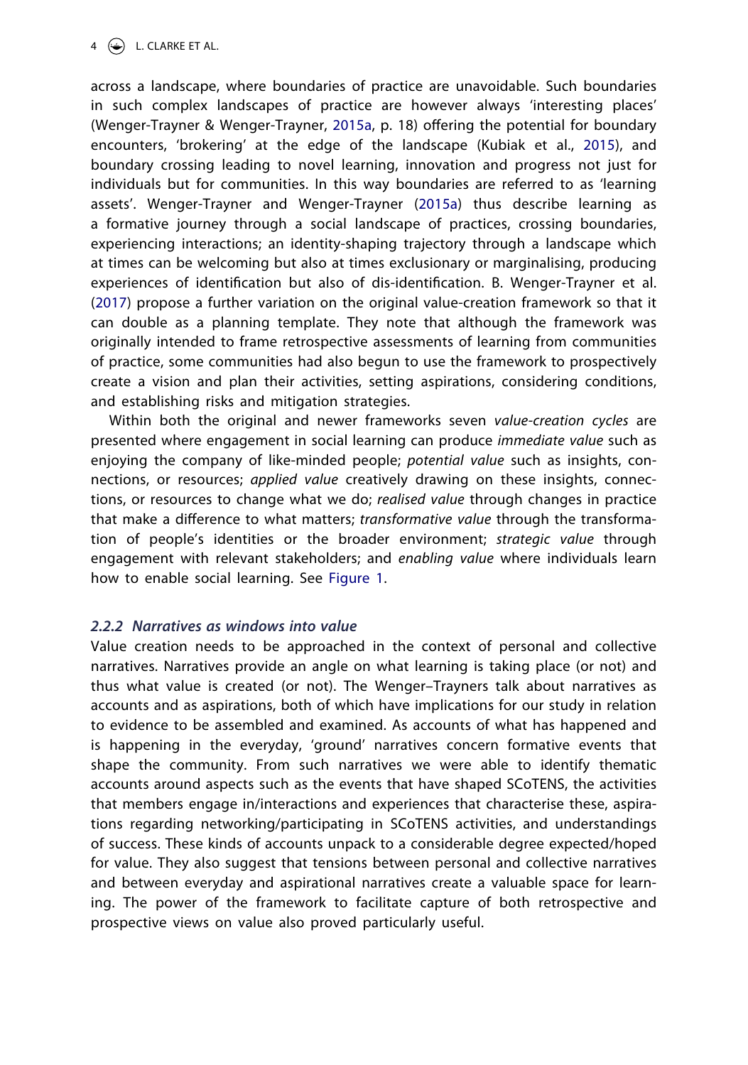across a landscape, where boundaries of practice are unavoidable. Such boundaries in such complex landscapes of practice are however always 'interesting places' (Wenger-Trayner & Wenger-Trayner, 2015a, p. 18) offering the potential for boundary encounters, 'brokering' at the edge of the landscape (Kubiak et al., 2015), and boundary crossing leading to novel learning, innovation and progress not just for individuals but for communities. In this way boundaries are referred to as 'learning assets'. Wenger-Trayner and Wenger-Trayner (2015a) thus describe learning as a formative journey through a social landscape of practices, crossing boundaries, experiencing interactions; an identity-shaping trajectory through a landscape which at times can be welcoming but also at times exclusionary or marginalising, producing experiences of identification but also of dis-identification. B. Wenger-Trayner et al. (2017) propose a further variation on the original value-creation framework so that it can double as a planning template. They note that although the framework was originally intended to frame retrospective assessments of learning from communities of practice, some communities had also begun to use the framework to prospectively create a vision and plan their activities, setting aspirations, considering conditions, and establishing risks and mitigation strategies.

Within both the original and newer frameworks seven *value-creation cycles* are presented where engagement in social learning can produce *immediate value* such as enjoying the company of like-minded people; *potential value* such as insights, connections, or resources; *applied value* creatively drawing on these insights, connections, or resources to change what we do; *realised value* through changes in practice that make a difference to what matters; *transformative value* through the transformation of people's identities or the broader environment; *strategic value* through engagement with relevant stakeholders; and *enabling value* where individuals learn how to enable social learning. See Figure 1.

### *2.2.2 Narratives as windows into value*

Value creation needs to be approached in the context of personal and collective narratives. Narratives provide an angle on what learning is taking place (or not) and thus what value is created (or not). The Wenger–Trayners talk about narratives as accounts and as aspirations, both of which have implications for our study in relation to evidence to be assembled and examined. As accounts of what has happened and is happening in the everyday, 'ground' narratives concern formative events that shape the community. From such narratives we were able to identify thematic accounts around aspects such as the events that have shaped SCoTENS, the activities that members engage in/interactions and experiences that characterise these, aspirations regarding networking/participating in SCoTENS activities, and understandings of success. These kinds of accounts unpack to a considerable degree expected/hoped for value. They also suggest that tensions between personal and collective narratives and between everyday and aspirational narratives create a valuable space for learning. The power of the framework to facilitate capture of both retrospective and prospective views on value also proved particularly useful.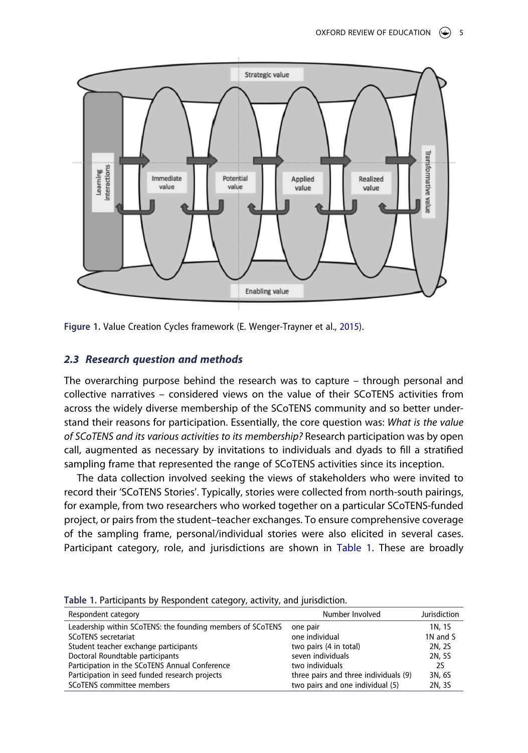Figure 1. Value Creation Cycles framework (E. Wenger-Trayner et al., 2015).

### 2.3 Research question and methods

The overarching purpose behind the research was to capture – through personal and collective narratives – considered views on the value of their SCoTENS activities from across the widely diverse membership of the SCoTENS community and so better understand their reasons for participation. Essentially, the core question was: *What is the value of SCoTENS and its various activities to its membership?* Research participation was by open call, augmented as necessary by invitations to individuals and dyads to fill a stratified sampling frame that represented the range of SCoTENS activities since its inception.

The data collection involved seeking the views of stakeholders who were invited to record their 'SCoTENS Stories'. Typically, stories were collected from north-south pairings, for example, from two researchers who worked together on a particular SCoTENS-funded project, or pairs from the student–teacher exchanges. To ensure comprehensive coverage of the sampling frame, personal/individual stories were also elicited in several cases. Participant category, role, and jurisdictions are shown in Table 1. These are broadly

Table 1. Participants by Respondent category, activity, and jurisdiction.

| Respondent category | Number Involved | Jurisdiction |
|---|---|---|
| Leadership within SCoTENS: the founding members of SCoTENS | one pair | 1N, 1S |
| SCoTENS secretariat | one individual | 1N and S |
| Student teacher exchange participants | two pairs (4 in total) | 2N, 2S |
| Doctoral Roundtable participants | seven individuals | 2N, 5S |
| Participation in the SCoTENS Annual Conference | two individuals | 2S |
| Participation in seed funded research projects | three pairs and three individuals (9) | 3N, 6S |
| SCoTENS committee members | two pairs and one individual (5) | 2N, 3S |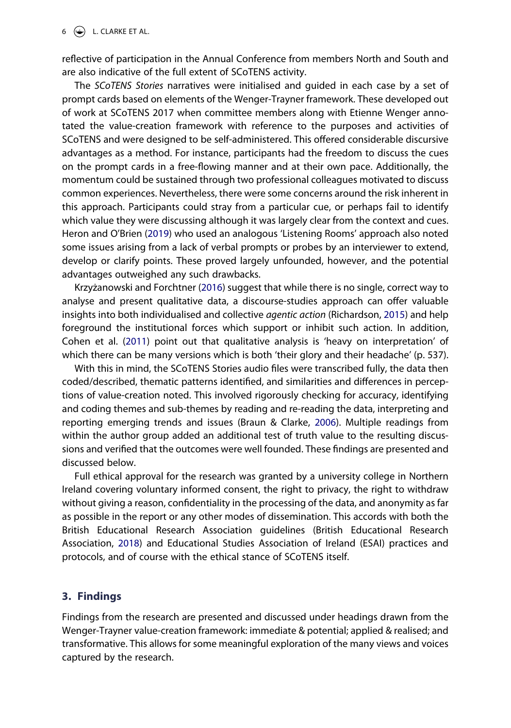reflective of participation in the Annual Conference from members North and South and are also indicative of the full extent of SCoTENS activity.

The *SCoTENS Stories* narratives were initialised and guided in each case by a set of prompt cards based on elements of the Wenger-Trayner framework. These developed out of work at SCoTENS 2017 when committee members along with Etienne Wenger annotated the value-creation framework with reference to the purposes and activities of SCoTENS and were designed to be self-administered. This offered considerable discursive advantages as a method. For instance, participants had the freedom to discuss the cues on the prompt cards in a free-flowing manner and at their own pace. Additionally, the momentum could be sustained through two professional colleagues motivated to discuss common experiences. Nevertheless, there were some concerns around the risk inherent in this approach. Participants could stray from a particular cue, or perhaps fail to identify which value they were discussing although it was largely clear from the context and cues. Heron and O'Brien (2019) who used an analogous 'Listening Rooms' approach also noted some issues arising from a lack of verbal prompts or probes by an interviewer to extend, develop or clarify points. These proved largely unfounded, however, and the potential advantages outweighed any such drawbacks.

Krzyżanowski and Forchtner (2016) suggest that while there is no single, correct way to analyse and present qualitative data, a discourse-studies approach can offer valuable insights into both individualised and collective *agentic action* (Richardson, 2015) and help foreground the institutional forces which support or inhibit such action. In addition, Cohen et al. (2011) point out that qualitative analysis is 'heavy on interpretation' of which there can be many versions which is both 'their glory and their headache' (p. 537).

With this in mind, the SCoTENS Stories audio files were transcribed fully, the data then coded/described, thematic patterns identified, and similarities and differences in perceptions of value-creation noted. This involved rigorously checking for accuracy, identifying and coding themes and sub-themes by reading and re-reading the data, interpreting and reporting emerging trends and issues (Braun & Clarke, 2006). Multiple readings from within the author group added an additional test of truth value to the resulting discussions and verified that the outcomes were well founded. These findings are presented and discussed below.

Full ethical approval for the research was granted by a university college in Northern Ireland covering voluntary informed consent, the right to privacy, the right to withdraw without giving a reason, confidentiality in the processing of the data, and anonymity as far as possible in the report or any other modes of dissemination. This accords with both the British Educational Research Association guidelines (British Educational Research Association, 2018) and Educational Studies Association of Ireland (ESAI) practices and protocols, and of course with the ethical stance of SCoTENS itself.

## 3. Findings

Findings from the research are presented and discussed under headings drawn from the Wenger-Trayner value-creation framework: immediate & potential; applied & realised; and transformative. This allows for some meaningful exploration of the many views and voices captured by the research.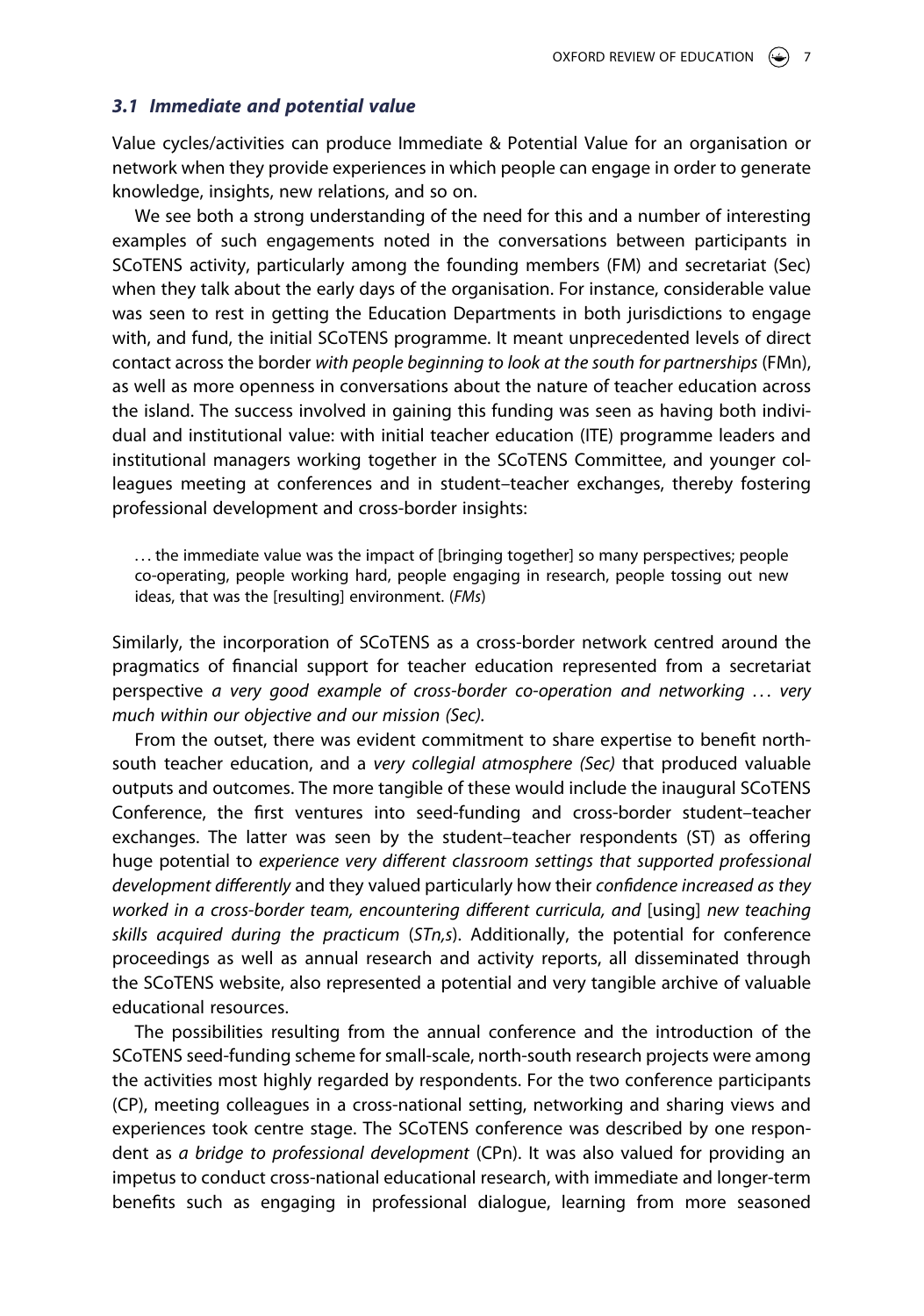### *3.1 Immediate and potential value*

Value cycles/activities can produce Immediate & Potential Value for an organisation or network when they provide experiences in which people can engage in order to generate knowledge, insights, new relations, and so on.

We see both a strong understanding of the need for this and a number of interesting examples of such engagements noted in the conversations between participants in SCoTENS activity, particularly among the founding members (FM) and secretariat (Sec) when they talk about the early days of the organisation. For instance, considerable value was seen to rest in getting the Education Departments in both jurisdictions to engage with, and fund, the initial SCoTENS programme. It meant unprecedented levels of direct contact across the border *with people beginning to look at the south for partnerships* (FMn), as well as more openness in conversations about the nature of teacher education across the island. The success involved in gaining this funding was seen as having both individual and institutional value: with initial teacher education (ITE) programme leaders and institutional managers working together in the SCoTENS Committee, and younger colleagues meeting at conferences and in student–teacher exchanges, thereby fostering professional development and cross-border insights:

> . . . the immediate value was the impact of [bringing together] so many perspectives; people co-operating, people working hard, people engaging in research, people tossing out new ideas, that was the [resulting] environment. (*FMs*)

Similarly, the incorporation of SCoTENS as a cross-border network centred around the pragmatics of financial support for teacher education represented from a secretariat perspective *a very good example of cross-border co-operation and networking* . . . *very much within our objective and our mission (Sec).*

From the outset, there was evident commitment to share expertise to benefit north-south teacher education, and a *very collegial atmosphere (Sec)* that produced valuable outputs and outcomes. The more tangible of these would include the inaugural SCoTENS Conference, the first ventures into seed-funding and cross-border student–teacher exchanges. The latter was seen by the student–teacher respondents (ST) as offering huge potential to *experience very different classroom settings that supported professional development differently* and they valued particularly how their *confidence increased as they worked in a cross-border team, encountering different curricula, and* [using] *new teaching skills acquired during the practicum* (*STn,s*). Additionally, the potential for conference proceedings as well as annual research and activity reports, all disseminated through the SCoTENS website, also represented a potential and very tangible archive of valuable educational resources.

The possibilities resulting from the annual conference and the introduction of the SCoTENS seed-funding scheme for small-scale, north-south research projects were among the activities most highly regarded by respondents. For the two conference participants (CP), meeting colleagues in a cross-national setting, networking and sharing views and experiences took centre stage. The SCoTENS conference was described by one respondent as *a bridge to professional development* (CPn). It was also valued for providing an impetus to conduct cross-national educational research, with immediate and longer-term benefits such as engaging in professional dialogue, learning from more seasoned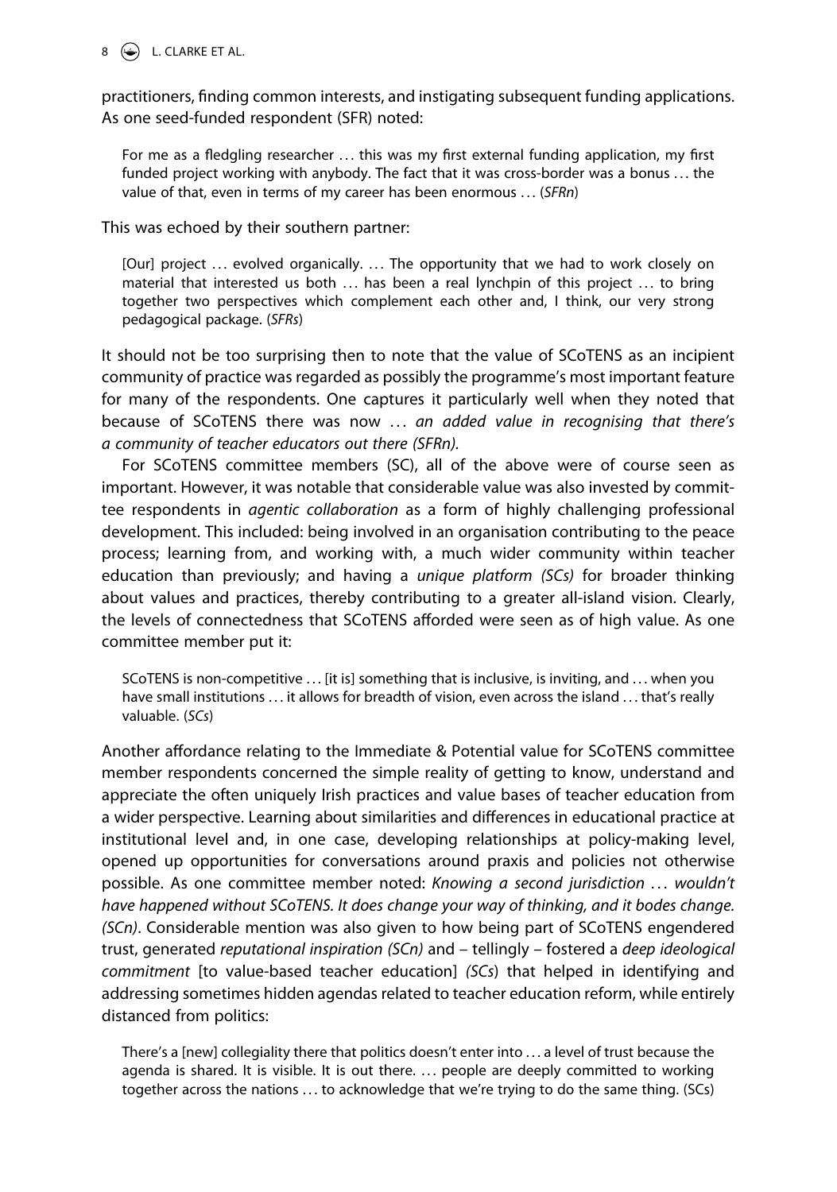practitioners, finding common interests, and instigating subsequent funding applications. As one seed-funded respondent (SFR) noted:

> For me as a fledgling researcher … this was my first external funding application, my first funded project working with anybody. The fact that it was cross-border was a bonus … the value of that, even in terms of my career has been enormous … (*SFRn*)

This was echoed by their southern partner:

> [Our] project … evolved organically. … The opportunity that we had to work closely on material that interested us both … has been a real lynchpin of this project … to bring together two perspectives which complement each other and, I think, our very strong pedagogical package. (*SFRs*)

It should not be too surprising then to note that the value of SCoTENS as an incipient community of practice was regarded as possibly the programme's most important feature for many of the respondents. One captures it particularly well when they noted that because of SCoTENS there was now … *an added value in recognising that there's a community of teacher educators out there (SFRn).*

For SCoTENS committee members (SC), all of the above were of course seen as important. However, it was notable that considerable value was also invested by committee respondents in *agentic collaboration* as a form of highly challenging professional development. This included: being involved in an organisation contributing to the peace process; learning from, and working with, a much wider community within teacher education than previously; and having a *unique platform (SCs)* for broader thinking about values and practices, thereby contributing to a greater all-island vision. Clearly, the levels of connectedness that SCoTENS afforded were seen as of high value. As one committee member put it:

> SCoTENS is non-competitive … [it is] something that is inclusive, is inviting, and … when you have small institutions … it allows for breadth of vision, even across the island … that's really valuable. (*SCs*)

Another affordance relating to the Immediate & Potential value for SCoTENS committee member respondents concerned the simple reality of getting to know, understand and appreciate the often uniquely Irish practices and value bases of teacher education from a wider perspective. Learning about similarities and differences in educational practice at institutional level and, in one case, developing relationships at policy-making level, opened up opportunities for conversations around praxis and policies not otherwise possible. As one committee member noted: *Knowing a second jurisdiction … wouldn't have happened without SCoTENS. It does change your way of thinking, and it bodes change. (SCn)*. Considerable mention was also given to how being part of SCoTENS engendered trust, generated *reputational inspiration (SCn)* and – tellingly – fostered a *deep ideological commitment* [to value-based teacher education] *(SCs)* that helped in identifying and addressing sometimes hidden agendas related to teacher education reform, while entirely distanced from politics:

> There's a [new] collegiality there that politics doesn't enter into … a level of trust because the agenda is shared. It is visible. It is out there. … people are deeply committed to working together across the nations … to acknowledge that we're trying to do the same thing. (SCs)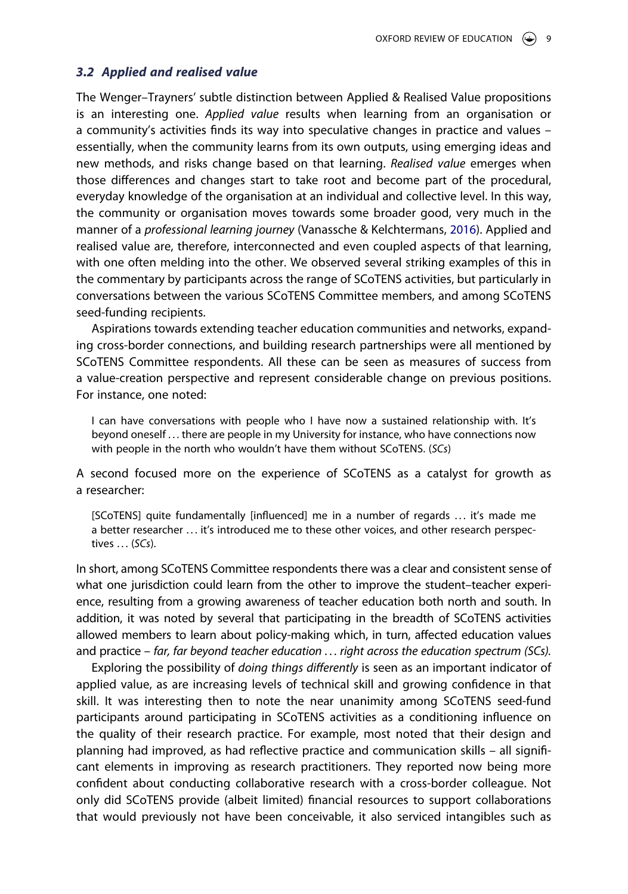### *3.2 Applied and realised value*

The Wenger–Trayners' subtle distinction between Applied & Realised Value propositions is an interesting one. *Applied value* results when learning from an organisation or a community's activities finds its way into speculative changes in practice and values – essentially, when the community learns from its own outputs, using emerging ideas and new methods, and risks change based on that learning. *Realised value* emerges when those differences and changes start to take root and become part of the procedural, everyday knowledge of the organisation at an individual and collective level. In this way, the community or organisation moves towards some broader good, very much in the manner of a *professional learning journey* (Vanassche & Kelchtermans, 2016). Applied and realised value are, therefore, interconnected and even coupled aspects of that learning, with one often melding into the other. We observed several striking examples of this in the commentary by participants across the range of SCoTENS activities, but particularly in conversations between the various SCoTENS Committee members, and among SCoTENS seed-funding recipients.

Aspirations towards extending teacher education communities and networks, expanding cross-border connections, and building research partnerships were all mentioned by SCoTENS Committee respondents. All these can be seen as measures of success from a value-creation perspective and represent considerable change on previous positions. For instance, one noted:

> I can have conversations with people who I have now a sustained relationship with. It's beyond oneself . . . there are people in my University for instance, who have connections now with people in the north who wouldn't have them without SCoTENS. (*SCs*)

A second focused more on the experience of SCoTENS as a catalyst for growth as a researcher:

> [SCoTENS] quite fundamentally [influenced] me in a number of regards . . . it's made me a better researcher . . . it's introduced me to these other voices, and other research perspectives . . . (*SCs*).

In short, among SCoTENS Committee respondents there was a clear and consistent sense of what one jurisdiction could learn from the other to improve the student–teacher experience, resulting from a growing awareness of teacher education both north and south. In addition, it was noted by several that participating in the breadth of SCoTENS activities allowed members to learn about policy-making which, in turn, affected education values and practice – *far, far beyond teacher education . . . right across the education spectrum (SCs)*.

Exploring the possibility of *doing things differently* is seen as an important indicator of applied value, as are increasing levels of technical skill and growing confidence in that skill. It was interesting then to note the near unanimity among SCoTENS seed-fund participants around participating in SCoTENS activities as a conditioning influence on the quality of their research practice. For example, most noted that their design and planning had improved, as had reflective practice and communication skills – all significant elements in improving as research practitioners. They reported now being more confident about conducting collaborative research with a cross-border colleague. Not only did SCoTENS provide (albeit limited) financial resources to support collaborations that would previously not have been conceivable, it also serviced intangibles such as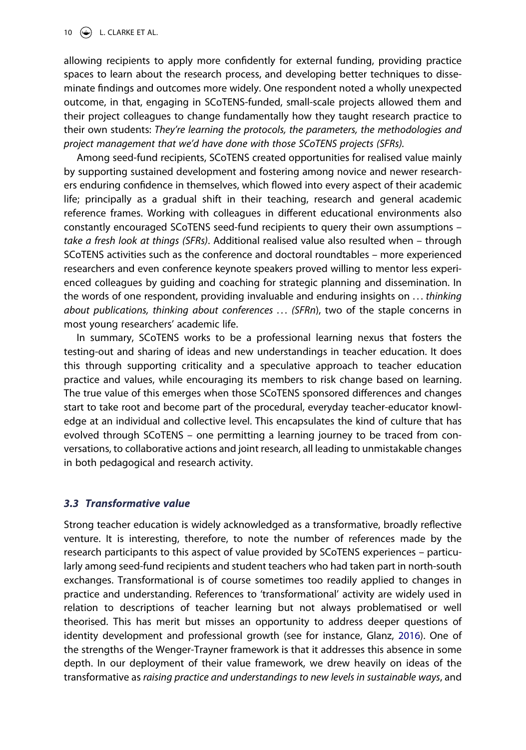allowing recipients to apply more confidently for external funding, providing practice spaces to learn about the research process, and developing better techniques to disseminate findings and outcomes more widely. One respondent noted a wholly unexpected outcome, in that, engaging in SCoTENS-funded, small-scale projects allowed them and their project colleagues to change fundamentally how they taught research practice to their own students: *They're learning the protocols, the parameters, the methodologies and project management that we'd have done with those SCoTENS projects (SFRs).*

Among seed-fund recipients, SCoTENS created opportunities for realised value mainly by supporting sustained development and fostering among novice and newer researchers enduring confidence in themselves, which flowed into every aspect of their academic life; principally as a gradual shift in their teaching, research and general academic reference frames. Working with colleagues in different educational environments also constantly encouraged SCoTENS seed-fund recipients to query their own assumptions – *take a fresh look at things (SFRs)*. Additional realised value also resulted when – through SCoTENS activities such as the conference and doctoral roundtables – more experienced researchers and even conference keynote speakers proved willing to mentor less experienced colleagues by guiding and coaching for strategic planning and dissemination. In the words of one respondent, providing invaluable and enduring insights on … *thinking about publications, thinking about conferences* … *(SFRn*), two of the staple concerns in most young researchers' academic life.

In summary, SCoTENS works to be a professional learning nexus that fosters the testing-out and sharing of ideas and new understandings in teacher education. It does this through supporting criticality and a speculative approach to teacher education practice and values, while encouraging its members to risk change based on learning. The true value of this emerges when those SCoTENS sponsored differences and changes start to take root and become part of the procedural, everyday teacher-educator knowledge at an individual and collective level. This encapsulates the kind of culture that has evolved through SCoTENS – one permitting a learning journey to be traced from conversations, to collaborative actions and joint research, all leading to unmistakable changes in both pedagogical and research activity.

### *3.3 Transformative value*

Strong teacher education is widely acknowledged as a transformative, broadly reflective venture. It is interesting, therefore, to note the number of references made by the research participants to this aspect of value provided by SCoTENS experiences – particularly among seed-fund recipients and student teachers who had taken part in north-south exchanges. Transformational is of course sometimes too readily applied to changes in practice and understanding. References to 'transformational' activity are widely used in relation to descriptions of teacher learning but not always problematised or well theorised. This has merit but misses an opportunity to address deeper questions of identity development and professional growth (see for instance, Glanz, 2016). One of the strengths of the Wenger-Trayner framework is that it addresses this absence in some depth. In our deployment of their value framework, we drew heavily on ideas of the transformative as *raising practice and understandings to new levels in sustainable ways*, and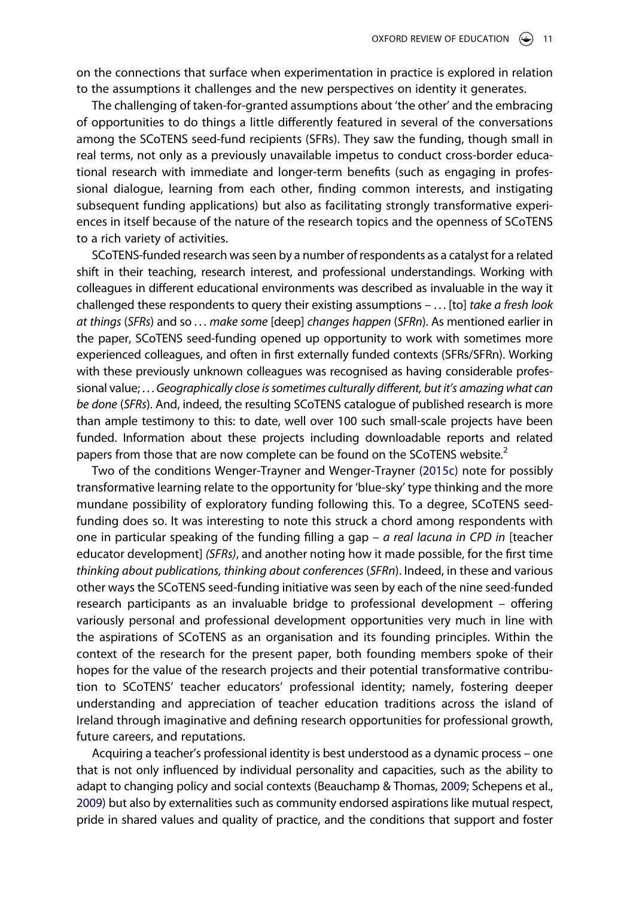on the connections that surface when experimentation in practice is explored in relation to the assumptions it challenges and the new perspectives on identity it generates.

The challenging of taken-for-granted assumptions about 'the other' and the embracing of opportunities to do things a little differently featured in several of the conversations among the SCoTENS seed-fund recipients (SFRs). They saw the funding, though small in real terms, not only as a previously unavailable impetus to conduct cross-border educational research with immediate and longer-term benefits (such as engaging in professional dialogue, learning from each other, finding common interests, and instigating subsequent funding applications) but also as facilitating strongly transformative experiences in itself because of the nature of the research topics and the openness of SCoTENS to a rich variety of activities.

SCoTENS-funded research was seen by a number of respondents as a catalyst for a related shift in their teaching, research interest, and professional understandings. Working with colleagues in different educational environments was described as invaluable in the way it challenged these respondents to query their existing assumptions – ... [to] *take a fresh look at things* (*SFRs*) and so ... *make some* [deep] *changes happen* (*SFRn*). As mentioned earlier in the paper, SCoTENS seed-funding opened up opportunity to work with sometimes more experienced colleagues, and often in first externally funded contexts (SFRs/SFRn). Working with these previously unknown colleagues was recognised as having considerable professional value; ... *Geographically close is sometimes culturally different, but it's amazing what can be done* (*SFRs*). And, indeed, the resulting SCoTENS catalogue of published research is more than ample testimony to this: to date, well over 100 such small-scale projects have been funded. Information about these projects including downloadable reports and related papers from those that are now complete can be found on the SCoTENS website.[2]

Two of the conditions Wenger-Trayner and Wenger-Trayner (2015c) note for possibly transformative learning relate to the opportunity for 'blue-sky' type thinking and the more mundane possibility of exploratory funding following this. To a degree, SCoTENS seed-funding does so. It was interesting to note this struck a chord among respondents with one in particular speaking of the funding filling a gap – *a real lacuna in CPD in* [teacher educator development] *(SFRs)*, and another noting how it made possible, for the first time *thinking about publications, thinking about conferences* (*SFRn*). Indeed, in these and various other ways the SCoTENS seed-funding initiative was seen by each of the nine seed-funded research participants as an invaluable bridge to professional development – offering variously personal and professional development opportunities very much in line with the aspirations of SCoTENS as an organisation and its founding principles. Within the context of the research for the present paper, both founding members spoke of their hopes for the value of the research projects and their potential transformative contribution to SCoTENS' teacher educators' professional identity; namely, fostering deeper understanding and appreciation of teacher education traditions across the island of Ireland through imaginative and defining research opportunities for professional growth, future careers, and reputations.

Acquiring a teacher's professional identity is best understood as a dynamic process – one that is not only influenced by individual personality and capacities, such as the ability to adapt to changing policy and social contexts (Beauchamp & Thomas, 2009; Schepens et al., 2009) but also by externalities such as community endorsed aspirations like mutual respect, pride in shared values and quality of practice, and the conditions that support and foster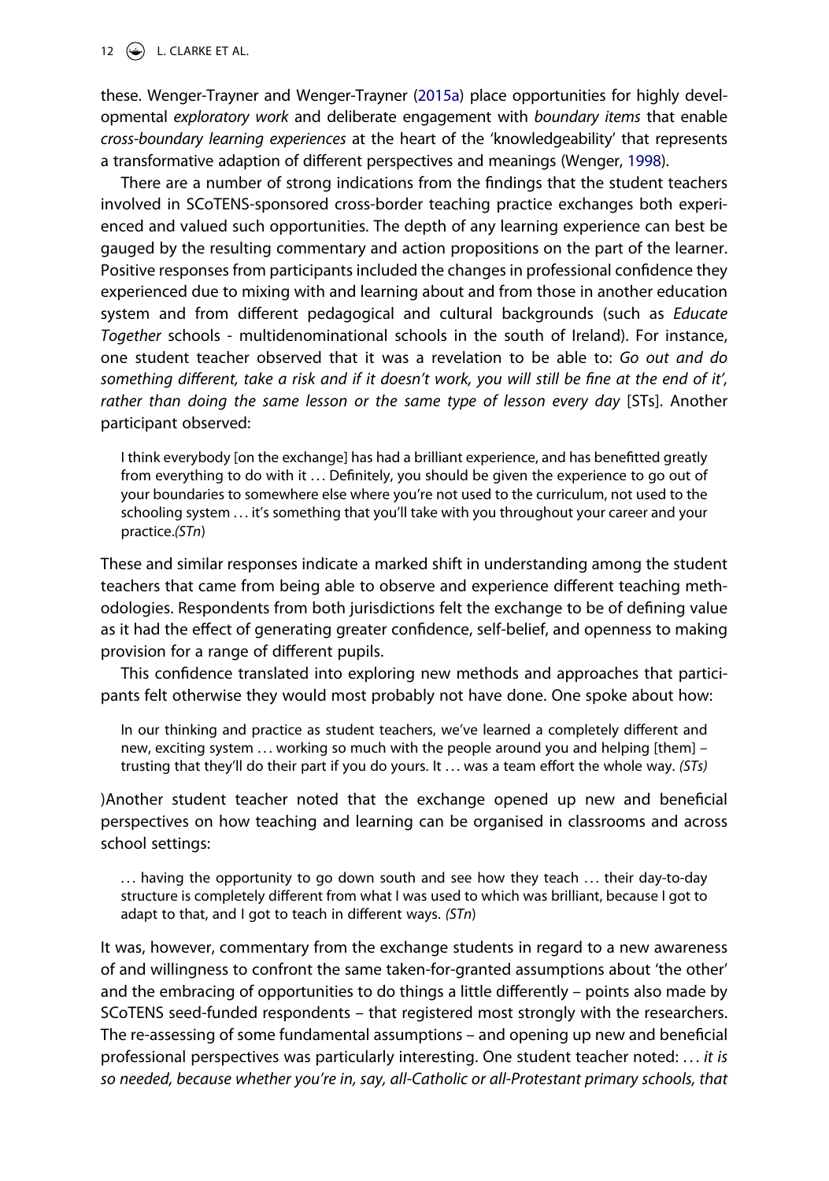these. Wenger-Trayner and Wenger-Trayner (2015a) place opportunities for highly developmental *exploratory work* and deliberate engagement with *boundary items* that enable *cross-boundary learning experiences* at the heart of the 'knowledgeability' that represents a transformative adaption of different perspectives and meanings (Wenger, 1998).

There are a number of strong indications from the findings that the student teachers involved in SCoTENS-sponsored cross-border teaching practice exchanges both experienced and valued such opportunities. The depth of any learning experience can best be gauged by the resulting commentary and action propositions on the part of the learner. Positive responses from participants included the changes in professional confidence they experienced due to mixing with and learning about and from those in another education system and from different pedagogical and cultural backgrounds (such as *Educate Together* schools - multidenominational schools in the south of Ireland). For instance, one student teacher observed that it was a revelation to be able to: *Go out and do something different, take a risk and if it doesn't work, you will still be fine at the end of it', rather than doing the same lesson or the same type of lesson every day* [STs]. Another participant observed:

> I think everybody [on the exchange] has had a brilliant experience, and has benefitted greatly from everything to do with it … Definitely, you should be given the experience to go out of your boundaries to somewhere else where you're not used to the curriculum, not used to the schooling system … it's something that you'll take with you throughout your career and your practice.*(STn*)

These and similar responses indicate a marked shift in understanding among the student teachers that came from being able to observe and experience different teaching methodologies. Respondents from both jurisdictions felt the exchange to be of defining value as it had the effect of generating greater confidence, self-belief, and openness to making provision for a range of different pupils.

This confidence translated into exploring new methods and approaches that participants felt otherwise they would most probably not have done. One spoke about how:

> In our thinking and practice as student teachers, we've learned a completely different and new, exciting system … working so much with the people around you and helping [them] – trusting that they'll do their part if you do yours. It … was a team effort the whole way. *(STs)*

)Another student teacher noted that the exchange opened up new and beneficial perspectives on how teaching and learning can be organised in classrooms and across school settings:

> … having the opportunity to go down south and see how they teach … their day-to-day structure is completely different from what I was used to which was brilliant, because I got to adapt to that, and I got to teach in different ways. *(STn*)

It was, however, commentary from the exchange students in regard to a new awareness of and willingness to confront the same taken-for-granted assumptions about 'the other' and the embracing of opportunities to do things a little differently – points also made by SCoTENS seed-funded respondents – that registered most strongly with the researchers. The re-assessing of some fundamental assumptions – and opening up new and beneficial professional perspectives was particularly interesting. One student teacher noted: … *it is so needed, because whether you're in, say, all-Catholic or all-Protestant primary schools, that*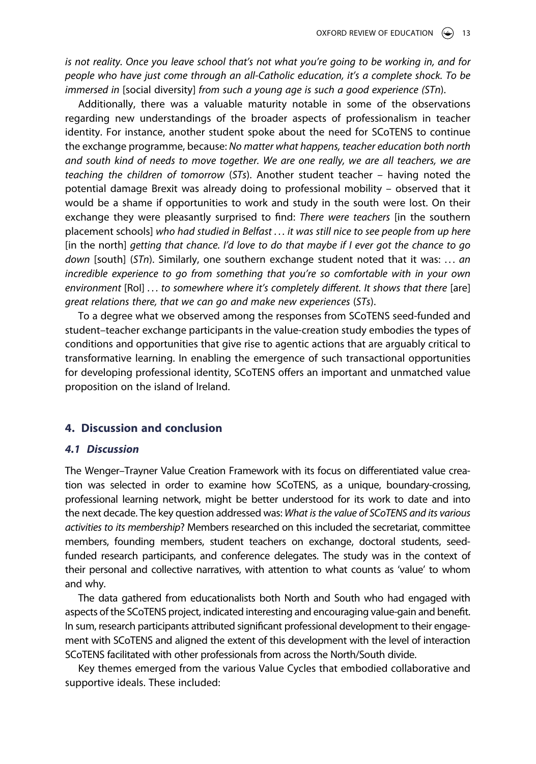*is not reality. Once you leave school that's not what you're going to be working in, and for people who have just come through an all-Catholic education, it's a complete shock. To be immersed in* [social diversity] *from such a young age is such a good experience (STn*).

Additionally, there was a valuable maturity notable in some of the observations regarding new understandings of the broader aspects of professionalism in teacher identity. For instance, another student spoke about the need for SCoTENS to continue the exchange programme, because: *No matter what happens, teacher education both north and south kind of needs to move together. We are one really, we are all teachers, we are teaching the children of tomorrow* (*STs*). Another student teacher – having noted the potential damage Brexit was already doing to professional mobility – observed that it would be a shame if opportunities to work and study in the south were lost. On their exchange they were pleasantly surprised to find: *There were teachers* [in the southern placement schools] *who had studied in Belfast ... it was still nice to see people from up here* [in the north] *getting that chance. I'd love to do that maybe if I ever got the chance to go down* [south] (*STn*). Similarly, one southern exchange student noted that it was: ... *an incredible experience to go from something that you're so comfortable with in your own environment* [RoI] ... *to somewhere where it's completely different. It shows that there* [are] *great relations there, that we can go and make new experiences* (*STs*).

To a degree what we observed among the responses from SCoTENS seed-funded and student–teacher exchange participants in the value-creation study embodies the types of conditions and opportunities that give rise to agentic actions that are arguably critical to transformative learning. In enabling the emergence of such transactional opportunities for developing professional identity, SCoTENS offers an important and unmatched value proposition on the island of Ireland.

## 4. Discussion and conclusion

### 4.1 Discussion

The Wenger–Trayner Value Creation Framework with its focus on differentiated value creation was selected in order to examine how SCoTENS, as a unique, boundary-crossing, professional learning network, might be better understood for its work to date and into the next decade. The key question addressed was: *What is the value of SCoTENS and its various activities to its membership*? Members researched on this included the secretariat, committee members, founding members, student teachers on exchange, doctoral students, seed-funded research participants, and conference delegates. The study was in the context of their personal and collective narratives, with attention to what counts as 'value' to whom and why.

The data gathered from educationalists both North and South who had engaged with aspects of the SCoTENS project, indicated interesting and encouraging value-gain and benefit. In sum, research participants attributed significant professional development to their engagement with SCoTENS and aligned the extent of this development with the level of interaction SCoTENS facilitated with other professionals from across the North/South divide.

Key themes emerged from the various Value Cycles that embodied collaborative and supportive ideals. These included: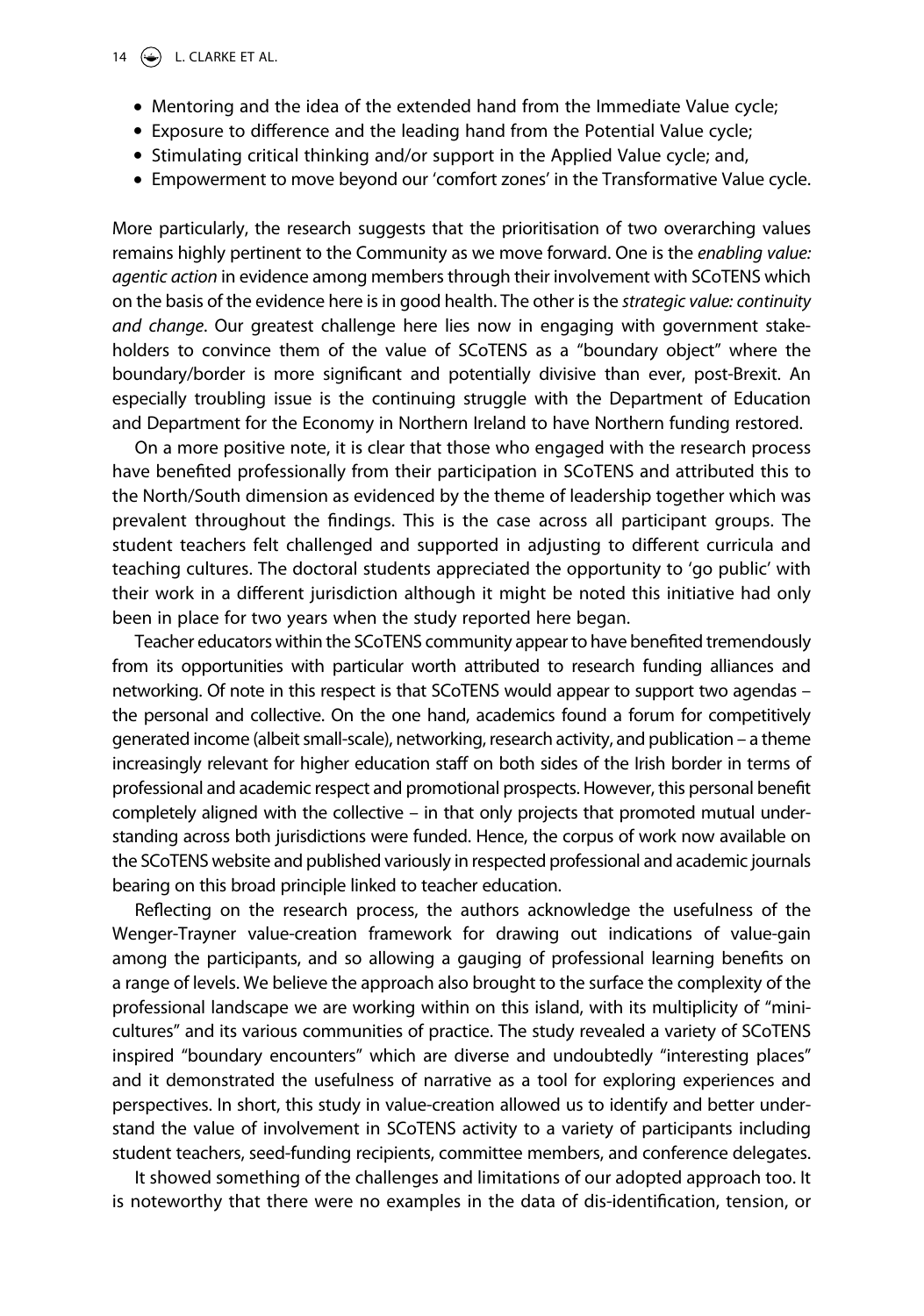- Mentoring and the idea of the extended hand from the Immediate Value cycle;
- Exposure to difference and the leading hand from the Potential Value cycle;
- Stimulating critical thinking and/or support in the Applied Value cycle; and,
- Empowerment to move beyond our 'comfort zones' in the Transformative Value cycle.

More particularly, the research suggests that the prioritisation of two overarching values remains highly pertinent to the Community as we move forward. One is the *enabling value: agentic action* in evidence among members through their involvement with SCoTENS which on the basis of the evidence here is in good health. The other is the *strategic value: continuity and change*. Our greatest challenge here lies now in engaging with government stakeholders to convince them of the value of SCoTENS as a "boundary object" where the boundary/border is more significant and potentially divisive than ever, post-Brexit. An especially troubling issue is the continuing struggle with the Department of Education and Department for the Economy in Northern Ireland to have Northern funding restored.

On a more positive note, it is clear that those who engaged with the research process have benefited professionally from their participation in SCoTENS and attributed this to the North/South dimension as evidenced by the theme of leadership together which was prevalent throughout the findings. This is the case across all participant groups. The student teachers felt challenged and supported in adjusting to different curricula and teaching cultures. The doctoral students appreciated the opportunity to 'go public' with their work in a different jurisdiction although it might be noted this initiative had only been in place for two years when the study reported here began.

Teacher educators within the SCoTENS community appear to have benefited tremendously from its opportunities with particular worth attributed to research funding alliances and networking. Of note in this respect is that SCoTENS would appear to support two agendas – the personal and collective. On the one hand, academics found a forum for competitively generated income (albeit small-scale), networking, research activity, and publication – a theme increasingly relevant for higher education staff on both sides of the Irish border in terms of professional and academic respect and promotional prospects. However, this personal benefit completely aligned with the collective – in that only projects that promoted mutual understanding across both jurisdictions were funded. Hence, the corpus of work now available on the SCoTENS website and published variously in respected professional and academic journals bearing on this broad principle linked to teacher education.

Reflecting on the research process, the authors acknowledge the usefulness of the Wenger-Trayner value-creation framework for drawing out indications of value-gain among the participants, and so allowing a gauging of professional learning benefits on a range of levels. We believe the approach also brought to the surface the complexity of the professional landscape we are working within on this island, with its multiplicity of "mini-cultures" and its various communities of practice. The study revealed a variety of SCoTENS inspired "boundary encounters" which are diverse and undoubtedly "interesting places" and it demonstrated the usefulness of narrative as a tool for exploring experiences and perspectives. In short, this study in value-creation allowed us to identify and better understand the value of involvement in SCoTENS activity to a variety of participants including student teachers, seed-funding recipients, committee members, and conference delegates.

It showed something of the challenges and limitations of our adopted approach too. It is noteworthy that there were no examples in the data of dis-identification, tension, or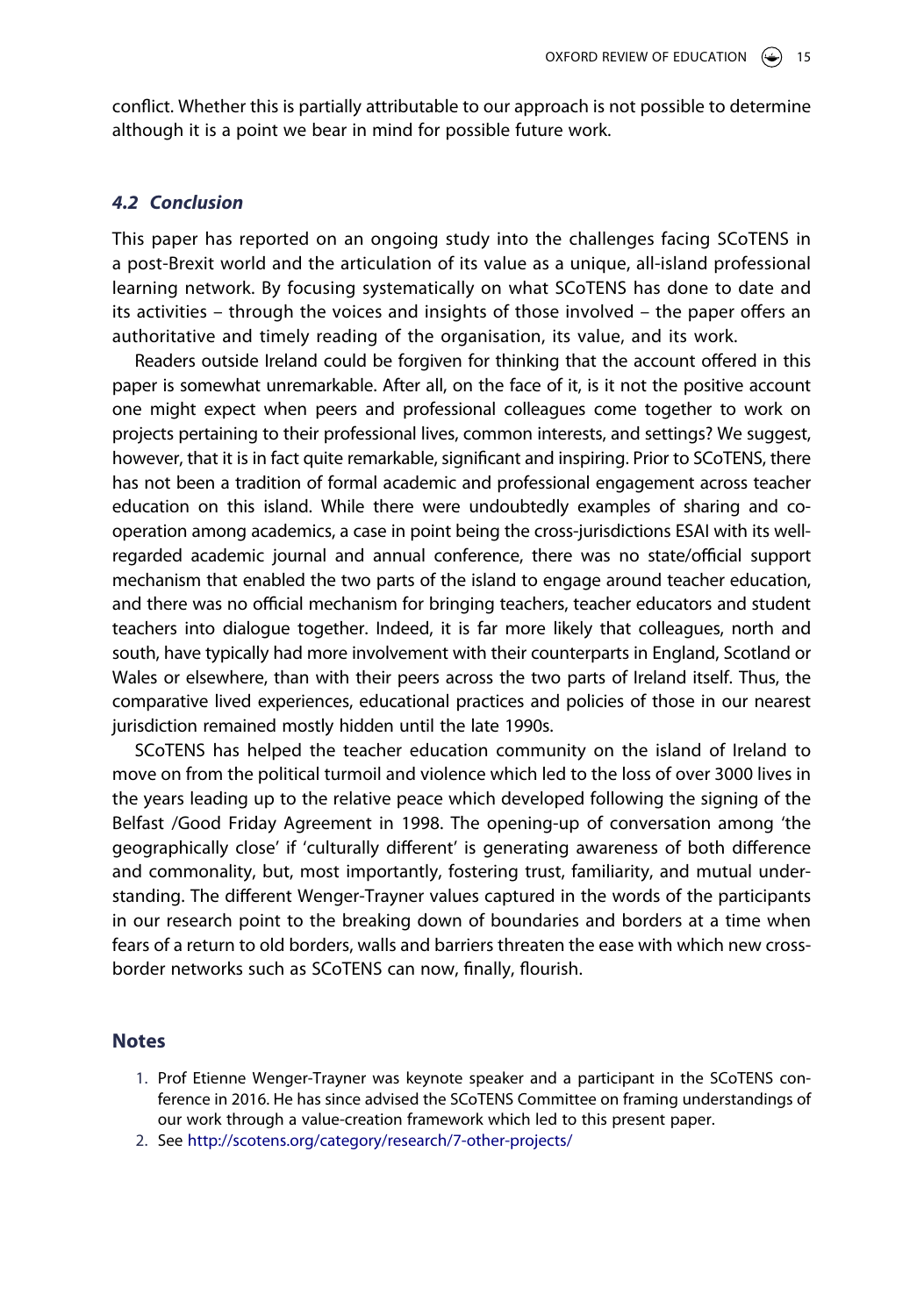conflict. Whether this is partially attributable to our approach is not possible to determine although it is a point we bear in mind for possible future work.

### *4.2 Conclusion*

This paper has reported on an ongoing study into the challenges facing SCoTENS in a post-Brexit world and the articulation of its value as a unique, all-island professional learning network. By focusing systematically on what SCoTENS has done to date and its activities – through the voices and insights of those involved – the paper offers an authoritative and timely reading of the organisation, its value, and its work.

Readers outside Ireland could be forgiven for thinking that the account offered in this paper is somewhat unremarkable. After all, on the face of it, is it not the positive account one might expect when peers and professional colleagues come together to work on projects pertaining to their professional lives, common interests, and settings? We suggest, however, that it is in fact quite remarkable, significant and inspiring. Prior to SCoTENS, there has not been a tradition of formal academic and professional engagement across teacher education on this island. While there were undoubtedly examples of sharing and co-operation among academics, a case in point being the cross-jurisdictions ESAI with its well-regarded academic journal and annual conference, there was no state/official support mechanism that enabled the two parts of the island to engage around teacher education, and there was no official mechanism for bringing teachers, teacher educators and student teachers into dialogue together. Indeed, it is far more likely that colleagues, north and south, have typically had more involvement with their counterparts in England, Scotland or Wales or elsewhere, than with their peers across the two parts of Ireland itself. Thus, the comparative lived experiences, educational practices and policies of those in our nearest jurisdiction remained mostly hidden until the late 1990s.

SCoTENS has helped the teacher education community on the island of Ireland to move on from the political turmoil and violence which led to the loss of over 3000 lives in the years leading up to the relative peace which developed following the signing of the Belfast /Good Friday Agreement in 1998. The opening-up of conversation among 'the geographically close' if 'culturally different' is generating awareness of both difference and commonality, but, most importantly, fostering trust, familiarity, and mutual understanding. The different Wenger-Trayner values captured in the words of the participants in our research point to the breaking down of boundaries and borders at a time when fears of a return to old borders, walls and barriers threaten the ease with which new cross-border networks such as SCoTENS can now, finally, flourish.

## Notes

1. Prof Etienne Wenger-Trayner was keynote speaker and a participant in the SCoTENS conference in 2016. He has since advised the SCoTENS Committee on framing understandings of our work through a value-creation framework which led to this present paper.
2. See http://scotens.org/category/research/7-other-projects/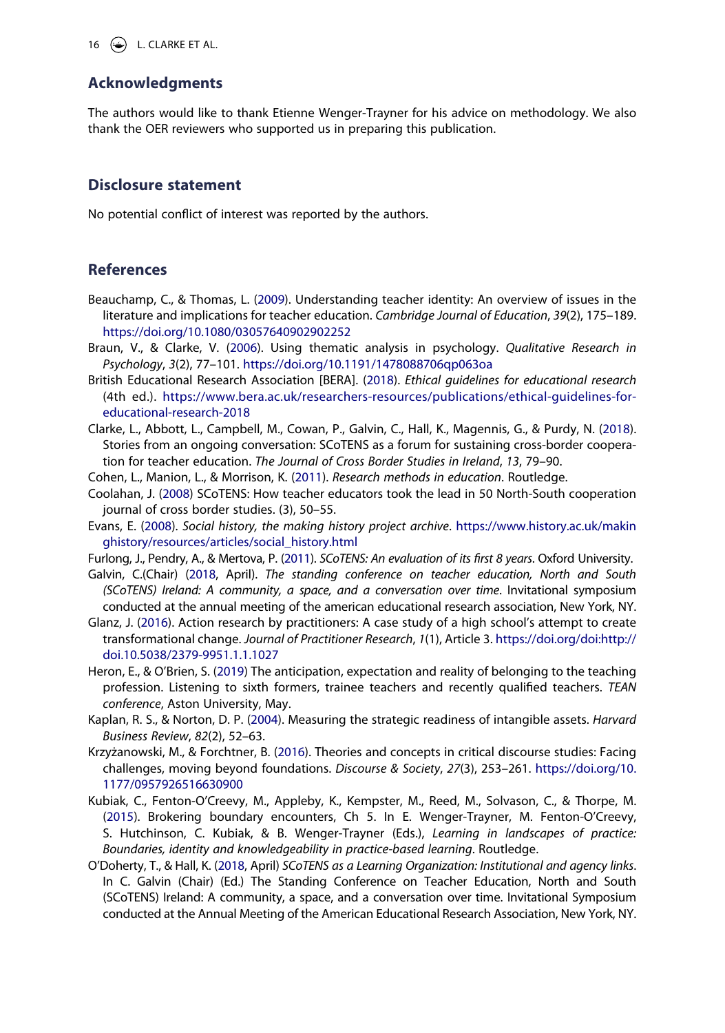## Acknowledgments

The authors would like to thank Etienne Wenger-Trayner for his advice on methodology. We also thank the OER reviewers who supported us in preparing this publication.

## Disclosure statement

No potential conflict of interest was reported by the authors.

## References

Beauchamp, C., & Thomas, L. (2009). Understanding teacher identity: An overview of issues in the literature and implications for teacher education. *Cambridge Journal of Education*, *39*(2), 175–189. https://doi.org/10.1080/03057640902902252

Braun, V., & Clarke, V. (2006). Using thematic analysis in psychology. *Qualitative Research in Psychology*, *3*(2), 77–101. https://doi.org/10.1191/1478088706qp063oa

British Educational Research Association [BERA]. (2018). *Ethical guidelines for educational research* (4th ed.). https://www.bera.ac.uk/researchers-resources/publications/ethical-guidelines-for-educational-research-2018

Clarke, L., Abbott, L., Campbell, M., Cowan, P., Galvin, C., Hall, K., Magennis, G., & Purdy, N. (2018). Stories from an ongoing conversation: SCoTENS as a forum for sustaining cross-border cooperation for teacher education. *The Journal of Cross Border Studies in Ireland*, *13*, 79–90.

Cohen, L., Manion, L., & Morrison, K. (2011). *Research methods in education*. Routledge.

Coolahan, J. (2008) SCoTENS: How teacher educators took the lead in 50 North-South cooperation journal of cross border studies. (3), 50–55.

Evans, E. (2008). *Social history, the making history project archive*. https://www.history.ac.uk/makinghistory/resources/articles/social_history.html

Furlong, J., Pendry, A., & Mertova, P. (2011). *SCoTENS: An evaluation of its first 8 years*. Oxford University.

Galvin, C.(Chair) (2018, April). *The standing conference on teacher education, North and South (SCoTENS) Ireland: A community, a space, and a conversation over time*. Invitational symposium conducted at the annual meeting of the american educational research association, New York, NY.

Glanz, J. (2016). Action research by practitioners: A case study of a high school's attempt to create transformational change. *Journal of Practitioner Research*, *1*(1), Article 3. https://doi.org/doi:http://doi.10.5038/2379-9951.1.1.1027

Heron, E., & O'Brien, S. (2019) The anticipation, expectation and reality of belonging to the teaching profession. Listening to sixth formers, trainee teachers and recently qualified teachers. *TEAN conference*, Aston University, May.

Kaplan, R. S., & Norton, D. P. (2004). Measuring the strategic readiness of intangible assets. *Harvard Business Review*, *82*(2), 52–63.

Krzyżanowski, M., & Forchtner, B. (2016). Theories and concepts in critical discourse studies: Facing challenges, moving beyond foundations. *Discourse & Society*, *27*(3), 253–261. https://doi.org/10.1177/0957926516630900

Kubiak, C., Fenton-O'Creevy, M., Appleby, K., Kempster, M., Reed, M., Solvason, C., & Thorpe, M. (2015). Brokering boundary encounters, Ch 5. In E. Wenger-Trayner, M. Fenton-O'Creevy, S. Hutchinson, C. Kubiak, & B. Wenger-Trayner (Eds.), *Learning in landscapes of practice: Boundaries, identity and knowledgeability in practice-based learning*. Routledge.

O'Doherty, T., & Hall, K. (2018, April) *SCoTENS as a Learning Organization: Institutional and agency links*. In C. Galvin (Chair) (Ed.) The Standing Conference on Teacher Education, North and South (SCoTENS) Ireland: A community, a space, and a conversation over time. Invitational Symposium conducted at the Annual Meeting of the American Educational Research Association, New York, NY.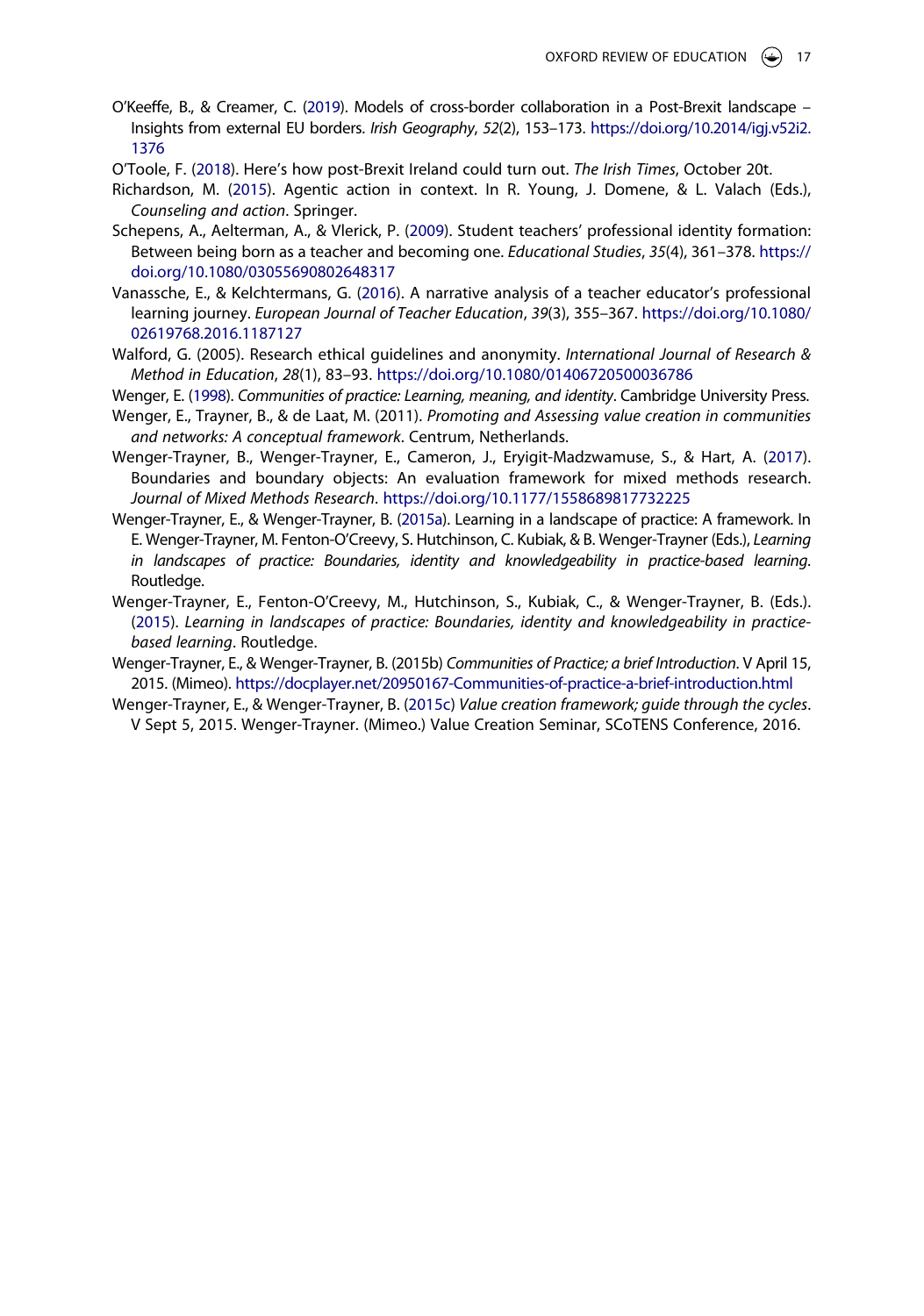O'Keeffe, B., & Creamer, C. (2019). Models of cross-border collaboration in a Post-Brexit landscape – Insights from external EU borders. *Irish Geography*, *52*(2), 153–173. https://doi.org/10.2014/igj.v52i2.1376

O'Toole, F. (2018). Here's how post-Brexit Ireland could turn out. *The Irish Times*, October 20t.

Richardson, M. (2015). Agentic action in context. In R. Young, J. Domene, & L. Valach (Eds.), *Counseling and action*. Springer.

Schepens, A., Aelterman, A., & Vlerick, P. (2009). Student teachers' professional identity formation: Between being born as a teacher and becoming one. *Educational Studies*, *35*(4), 361–378. https://doi.org/10.1080/03055690802648317

Vanassche, E., & Kelchtermans, G. (2016). A narrative analysis of a teacher educator's professional learning journey. *European Journal of Teacher Education*, *39*(3), 355–367. https://doi.org/10.1080/02619768.2016.1187127

Walford, G. (2005). Research ethical guidelines and anonymity. *International Journal of Research & Method in Education*, *28*(1), 83–93. https://doi.org/10.1080/01406720500036786

Wenger, E. (1998). *Communities of practice: Learning, meaning, and identity*. Cambridge University Press.

Wenger, E., Trayner, B., & de Laat, M. (2011). *Promoting and Assessing value creation in communities and networks: A conceptual framework*. Centrum, Netherlands.

Wenger-Trayner, B., Wenger-Trayner, E., Cameron, J., Eryigit-Madzwamuse, S., & Hart, A. (2017). Boundaries and boundary objects: An evaluation framework for mixed methods research. *Journal of Mixed Methods Research*. https://doi.org/10.1177/1558689817732225

Wenger-Trayner, E., & Wenger-Trayner, B. (2015a). Learning in a landscape of practice: A framework. In E. Wenger-Trayner, M. Fenton-O'Creevy, S. Hutchinson, C. Kubiak, & B. Wenger-Trayner (Eds.), *Learning in landscapes of practice: Boundaries, identity and knowledgeability in practice-based learning*. Routledge.

Wenger-Trayner, E., Fenton-O'Creevy, M., Hutchinson, S., Kubiak, C., & Wenger-Trayner, B. (Eds.). (2015). *Learning in landscapes of practice: Boundaries, identity and knowledgeability in practice-based learning*. Routledge.

Wenger-Trayner, E., & Wenger-Trayner, B. (2015b) *Communities of Practice; a brief Introduction.* V April 15, 2015. (Mimeo). https://docplayer.net/20950167-Communities-of-practice-a-brief-introduction.html

Wenger-Trayner, E., & Wenger-Trayner, B. (2015c) *Value creation framework; guide through the cycles*. V Sept 5, 2015. Wenger-Trayner. (Mimeo.) Value Creation Seminar, SCoTENS Conference, 2016.